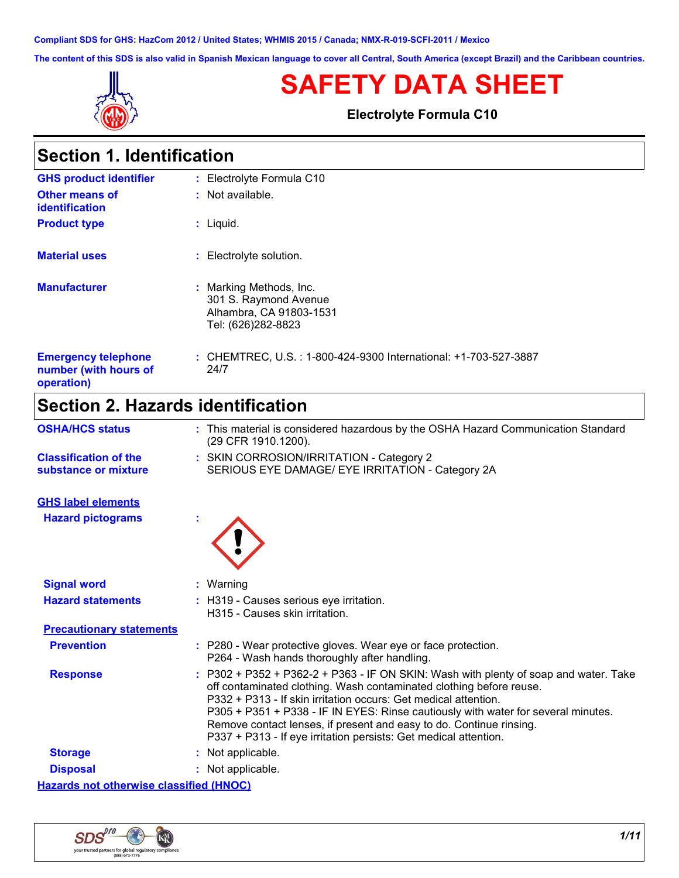Compliant SDS for GHS: HazCom 2012 / United States; WHMIS 2015 / Canada; NMX-R-019-SCFI-2011 / Mexico

The content of this SDS is also valid in Spanish Mexican language to cover all Central, South America (except Brazil) and the Caribbean countries.

# SAFETY DATA SHEET

**Electrolyte Formula C10**

## Section 1. Identification

**GHS product identifier** : Electrolyte Formula C10

**Other means of identification** : Not available.

**Product type** : Liquid.

**Material uses** : Electrolyte solution.

**Manufacturer** : Marking Methods, Inc.
301 S. Raymond Avenue
Alhambra, CA 91803-1531
Tel: (626)282-8823

**Emergency telephone number (with hours of operation)** : CHEMTREC, U.S. : 1-800-424-9300 International: +1-703-527-3887 24/7

## Section 2. Hazards identification

**OSHA/HCS status** : This material is considered hazardous by the OSHA Hazard Communication Standard (29 CFR 1910.1200).

**Classification of the substance or mixture** : SKIN CORROSION/IRRITATION - Category 2
SERIOUS EYE DAMAGE/ EYE IRRITATION - Category 2A

**GHS label elements**

**Hazard pictograms** :

**Signal word** : Warning

**Hazard statements** : H319 - Causes serious eye irritation.
H315 - Causes skin irritation.

**Precautionary statements**

**Prevention** : P280 - Wear protective gloves. Wear eye or face protection.
P264 - Wash hands thoroughly after handling.

**Response** : P302 + P352 + P362-2 + P363 - IF ON SKIN: Wash with plenty of soap and water. Take off contaminated clothing. Wash contaminated clothing before reuse.
P332 + P313 - If skin irritation occurs: Get medical attention.
P305 + P351 + P338 - IF IN EYES: Rinse cautiously with water for several minutes. Remove contact lenses, if present and easy to do. Continue rinsing.
P337 + P313 - If eye irritation persists: Get medical attention.

**Storage** : Not applicable.

**Disposal** : Not applicable.

**Hazards not otherwise classified (HNOC)**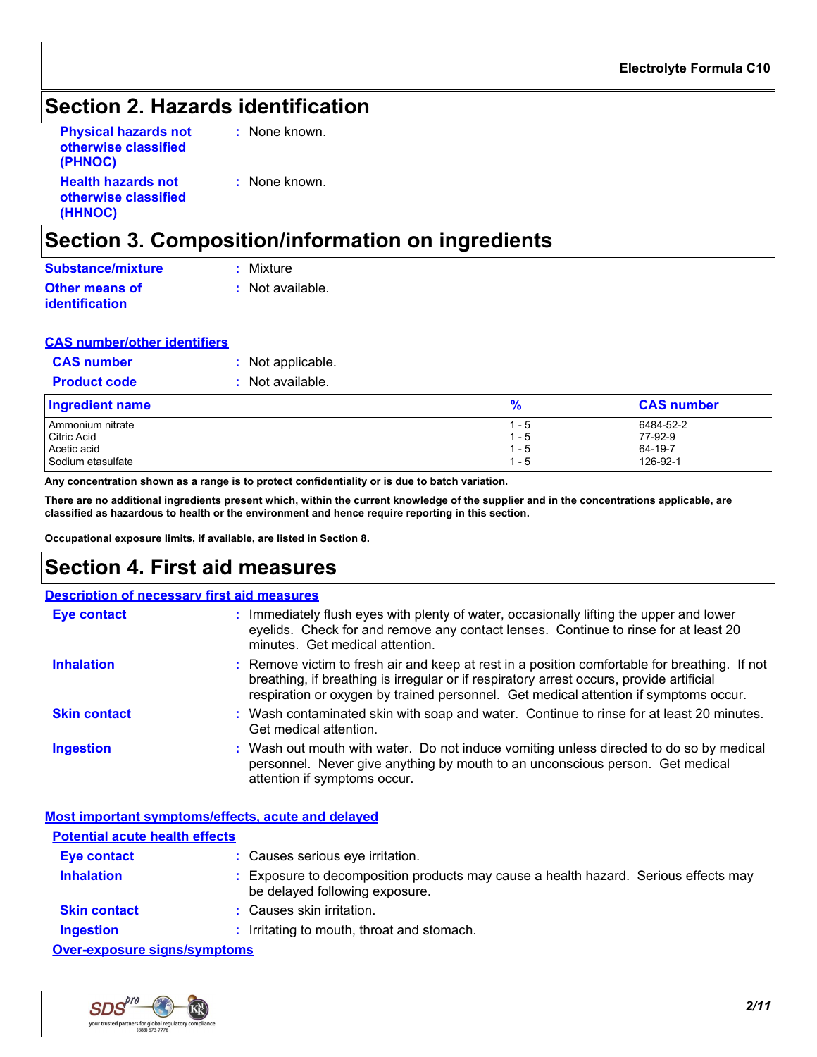## Section 2. Hazards identification

**Physical hazards not otherwise classified (PHNOC)** : None known.

**Health hazards not otherwise classified (HHNOC)** : None known.

## Section 3. Composition/information on ingredients

**Substance/mixture** : Mixture

**Other means of identification** : Not available.

### CAS number/other identifiers

**CAS number** : Not applicable.

**Product code** : Not available.

| Ingredient name | % | CAS number |
|---|---|---|
| Ammonium nitrate | 1 - 5 | 6484-52-2 |
| Citric Acid | 1 - 5 | 77-92-9 |
| Acetic acid | 1 - 5 | 64-19-7 |
| Sodium etasulfate | 1 - 5 | 126-92-1 |

**Any concentration shown as a range is to protect confidentiality or is due to batch variation.**

**There are no additional ingredients present which, within the current knowledge of the supplier and in the concentrations applicable, are classified as hazardous to health or the environment and hence require reporting in this section.**

**Occupational exposure limits, if available, are listed in Section 8.**

## Section 4. First aid measures

### Description of necessary first aid measures

**Eye contact** : Immediately flush eyes with plenty of water, occasionally lifting the upper and lower eyelids. Check for and remove any contact lenses. Continue to rinse for at least 20 minutes. Get medical attention.

**Inhalation** : Remove victim to fresh air and keep at rest in a position comfortable for breathing. If not breathing, if breathing is irregular or if respiratory arrest occurs, provide artificial respiration or oxygen by trained personnel. Get medical attention if symptoms occur.

**Skin contact** : Wash contaminated skin with soap and water. Continue to rinse for at least 20 minutes. Get medical attention.

**Ingestion** : Wash out mouth with water. Do not induce vomiting unless directed to do so by medical personnel. Never give anything by mouth to an unconscious person. Get medical attention if symptoms occur.

### Most important symptoms/effects, acute and delayed

#### Potential acute health effects

**Eye contact** : Causes serious eye irritation.

**Inhalation** : Exposure to decomposition products may cause a health hazard. Serious effects may be delayed following exposure.

**Skin contact** : Causes skin irritation.

**Ingestion** : Irritating to mouth, throat and stomach.

#### Over-exposure signs/symptoms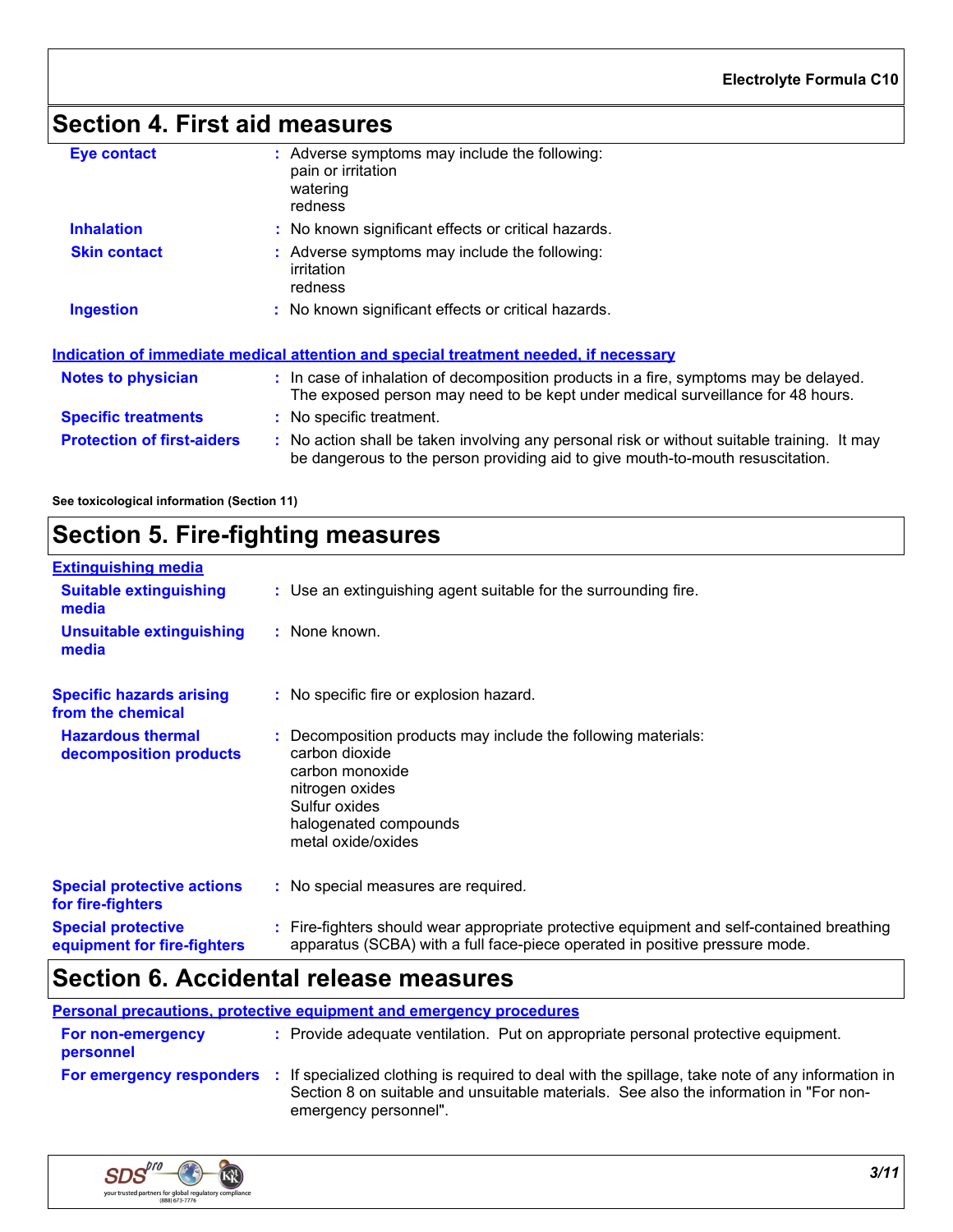## Section 4. First aid measures

**Eye contact** : Adverse symptoms may include the following:
pain or irritation
watering
redness

**Inhalation** : No known significant effects or critical hazards.

**Skin contact** : Adverse symptoms may include the following:
irritation
redness

**Ingestion** : No known significant effects or critical hazards.

### Indication of immediate medical attention and special treatment needed, if necessary

**Notes to physician** : In case of inhalation of decomposition products in a fire, symptoms may be delayed. The exposed person may need to be kept under medical surveillance for 48 hours.

**Specific treatments** : No specific treatment.

**Protection of first-aiders** : No action shall be taken involving any personal risk or without suitable training. It may be dangerous to the person providing aid to give mouth-to-mouth resuscitation.

**See toxicological information (Section 11)**

## Section 5. Fire-fighting measures

### Extinguishing media

**Suitable extinguishing media** : Use an extinguishing agent suitable for the surrounding fire.

**Unsuitable extinguishing media** : None known.

**Specific hazards arising from the chemical** : No specific fire or explosion hazard.

**Hazardous thermal decomposition products** : Decomposition products may include the following materials:
carbon dioxide
carbon monoxide
nitrogen oxides
Sulfur oxides
halogenated compounds
metal oxide/oxides

**Special protective actions for fire-fighters** : No special measures are required.

**Special protective equipment for fire-fighters** : Fire-fighters should wear appropriate protective equipment and self-contained breathing apparatus (SCBA) with a full face-piece operated in positive pressure mode.

## Section 6. Accidental release measures

### Personal precautions, protective equipment and emergency procedures

**For non-emergency personnel** : Provide adequate ventilation. Put on appropriate personal protective equipment.

**For emergency responders** : If specialized clothing is required to deal with the spillage, take note of any information in Section 8 on suitable and unsuitable materials. See also the information in "For non-emergency personnel".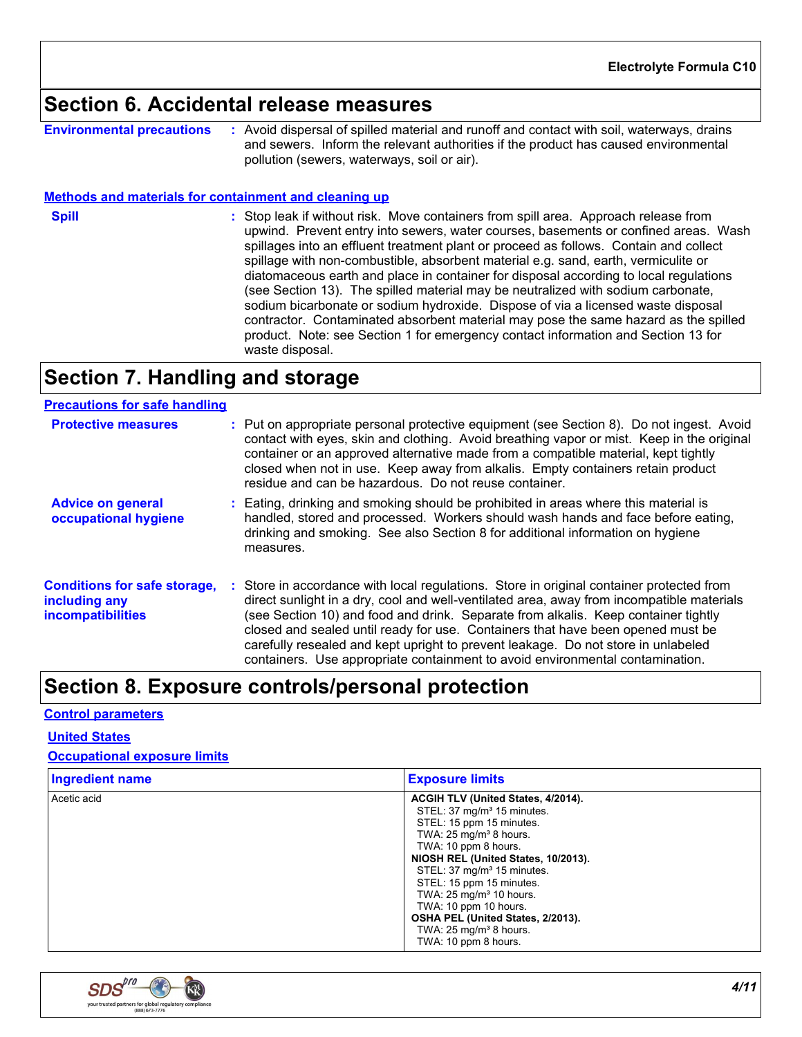## Section 6. Accidental release measures

**Environmental precautions** : Avoid dispersal of spilled material and runoff and contact with soil, waterways, drains and sewers. Inform the relevant authorities if the product has caused environmental pollution (sewers, waterways, soil or air).

### Methods and materials for containment and cleaning up

**Spill** : Stop leak if without risk. Move containers from spill area. Approach release from upwind. Prevent entry into sewers, water courses, basements or confined areas. Wash spillages into an effluent treatment plant or proceed as follows. Contain and collect spillage with non-combustible, absorbent material e.g. sand, earth, vermiculite or diatomaceous earth and place in container for disposal according to local regulations (see Section 13). The spilled material may be neutralized with sodium carbonate, sodium bicarbonate or sodium hydroxide. Dispose of via a licensed waste disposal contractor. Contaminated absorbent material may pose the same hazard as the spilled product. Note: see Section 1 for emergency contact information and Section 13 for waste disposal.

## Section 7. Handling and storage

### Precautions for safe handling

**Protective measures** : Put on appropriate personal protective equipment (see Section 8). Do not ingest. Avoid contact with eyes, skin and clothing. Avoid breathing vapor or mist. Keep in the original container or an approved alternative made from a compatible material, kept tightly closed when not in use. Keep away from alkalis. Empty containers retain product residue and can be hazardous. Do not reuse container.

**Advice on general occupational hygiene** : Eating, drinking and smoking should be prohibited in areas where this material is handled, stored and processed. Workers should wash hands and face before eating, drinking and smoking. See also Section 8 for additional information on hygiene measures.

**Conditions for safe storage, including any incompatibilities** : Store in accordance with local regulations. Store in original container protected from direct sunlight in a dry, cool and well-ventilated area, away from incompatible materials (see Section 10) and food and drink. Separate from alkalis. Keep container tightly closed and sealed until ready for use. Containers that have been opened must be carefully resealed and kept upright to prevent leakage. Do not store in unlabeled containers. Use appropriate containment to avoid environmental contamination.

## Section 8. Exposure controls/personal protection

### Control parameters

#### United States

#### Occupational exposure limits

| Ingredient name | Exposure limits |
|---|---|
| Acetic acid | **ACGIH TLV (United States, 4/2014).**<br>STEL: 37 mg/m³ 15 minutes.<br>STEL: 15 ppm 15 minutes.<br>TWA: 25 mg/m³ 8 hours.<br>TWA: 10 ppm 8 hours.<br>**NIOSH REL (United States, 10/2013).**<br>STEL: 37 mg/m³ 15 minutes.<br>STEL: 15 ppm 15 minutes.<br>TWA: 25 mg/m³ 10 hours.<br>TWA: 10 ppm 10 hours.<br>**OSHA PEL (United States, 2/2013).**<br>TWA: 25 mg/m³ 8 hours.<br>TWA: 10 ppm 8 hours. |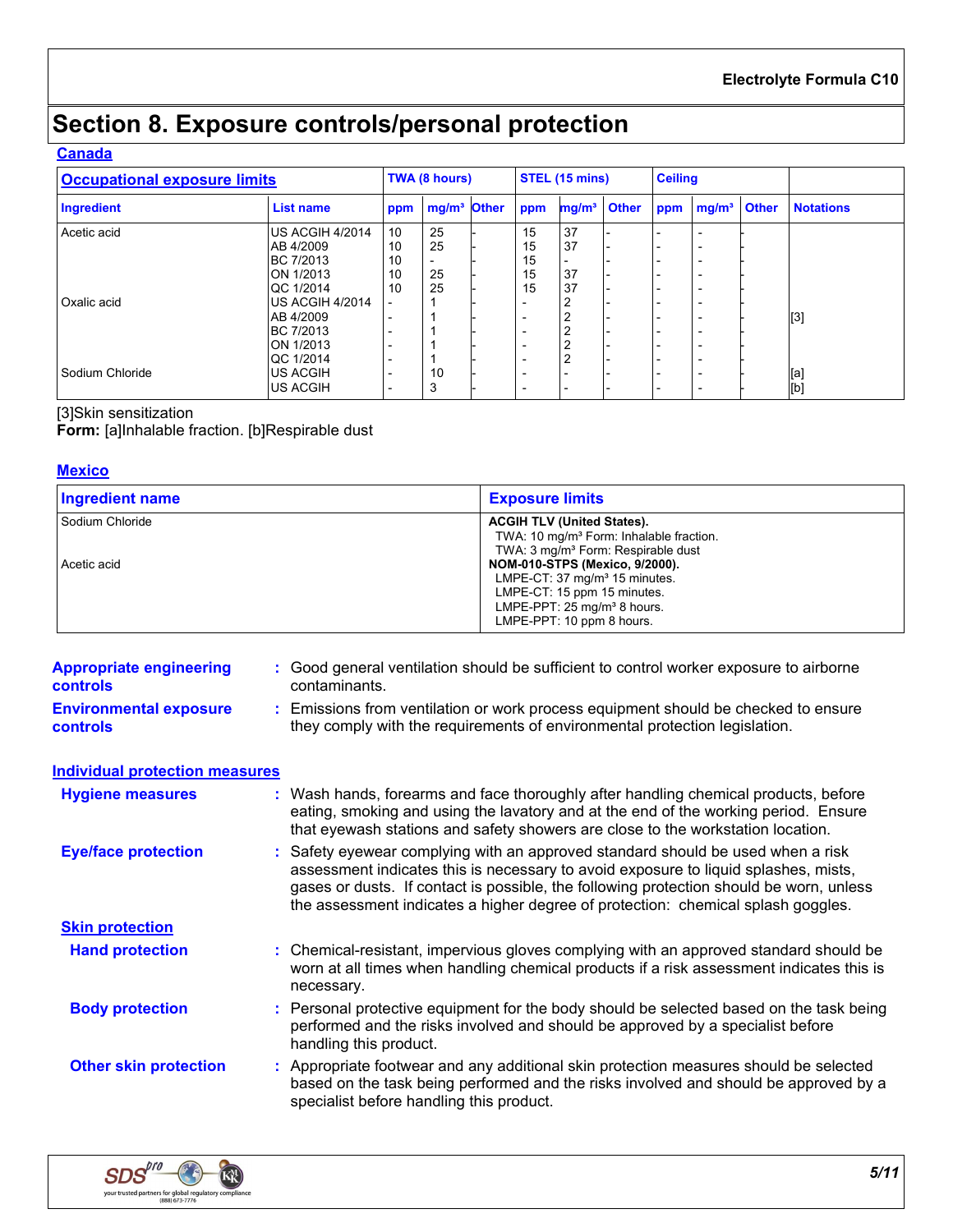# Section 8. Exposure controls/personal protection

## Canada

| Occupational exposure limits | | TWA (8 hours) | | | STEL (15 mins) | | | Ceiling | | | |
|---|---|---|---|---|---|---|---|---|---|---|---|
| **Ingredient** | **List name** | **ppm** | **mg/m³** | **Other** | **ppm** | **mg/m³** | **Other** | **ppm** | **mg/m³** | **Other** | **Notations** |
| Acetic acid | US ACGIH 4/2014 | 10 | 25 | - | 15 | 37 | - | - | - | - | |
| | AB 4/2009 | 10 | 25 | - | 15 | 37 | - | - | - | - | |
| | BC 7/2013 | 10 | - | - | 15 | - | - | - | - | - | |
| | ON 1/2013 | 10 | 25 | - | 15 | 37 | - | - | - | - | |
| | QC 1/2014 | 10 | 25 | - | 15 | 37 | - | - | - | - | |
| Oxalic acid | US ACGIH 4/2014 | - | 1 | - | - | 2 | - | - | - | - | |
| | AB 4/2009 | - | 1 | - | - | 2 | - | - | - | - | [3] |
| | BC 7/2013 | - | 1 | - | - | 2 | - | - | - | - | |
| | ON 1/2013 | - | 1 | - | - | 2 | - | - | - | - | |
| | QC 1/2014 | - | 1 | - | - | 2 | - | - | - | - | |
| Sodium Chloride | US ACGIH | - | 10 | - | - | - | - | - | - | - | [a] |
| | US ACGIH | - | 3 | - | - | - | - | - | - | - | [b] |

[3]Skin sensitization

**Form:** [a]Inhalable fraction. [b]Respirable dust

## Mexico

| Ingredient name | Exposure limits |
|---|---|
| Sodium Chloride | **ACGIH TLV (United States).**<br>TWA: 10 mg/m³ Form: Inhalable fraction.<br>TWA: 3 mg/m³ Form: Respirable dust |
| Acetic acid | **NOM-010-STPS (Mexico, 9/2000).**<br>LMPE-CT: 37 mg/m³ 15 minutes.<br>LMPE-CT: 15 ppm 15 minutes.<br>LMPE-PPT: 25 mg/m³ 8 hours.<br>LMPE-PPT: 10 ppm 8 hours. |

**Appropriate engineering controls** : Good general ventilation should be sufficient to control worker exposure to airborne contaminants.

**Environmental exposure controls** : Emissions from ventilation or work process equipment should be checked to ensure they comply with the requirements of environmental protection legislation.

## Individual protection measures

**Hygiene measures** : Wash hands, forearms and face thoroughly after handling chemical products, before eating, smoking and using the lavatory and at the end of the working period. Ensure that eyewash stations and safety showers are close to the workstation location.

**Eye/face protection** : Safety eyewear complying with an approved standard should be used when a risk assessment indicates this is necessary to avoid exposure to liquid splashes, mists, gases or dusts. If contact is possible, the following protection should be worn, unless the assessment indicates a higher degree of protection: chemical splash goggles.

### Skin protection

**Hand protection** : Chemical-resistant, impervious gloves complying with an approved standard should be worn at all times when handling chemical products if a risk assessment indicates this is necessary.

**Body protection** : Personal protective equipment for the body should be selected based on the task being performed and the risks involved and should be approved by a specialist before handling this product.

**Other skin protection** : Appropriate footwear and any additional skin protection measures should be selected based on the task being performed and the risks involved and should be approved by a specialist before handling this product.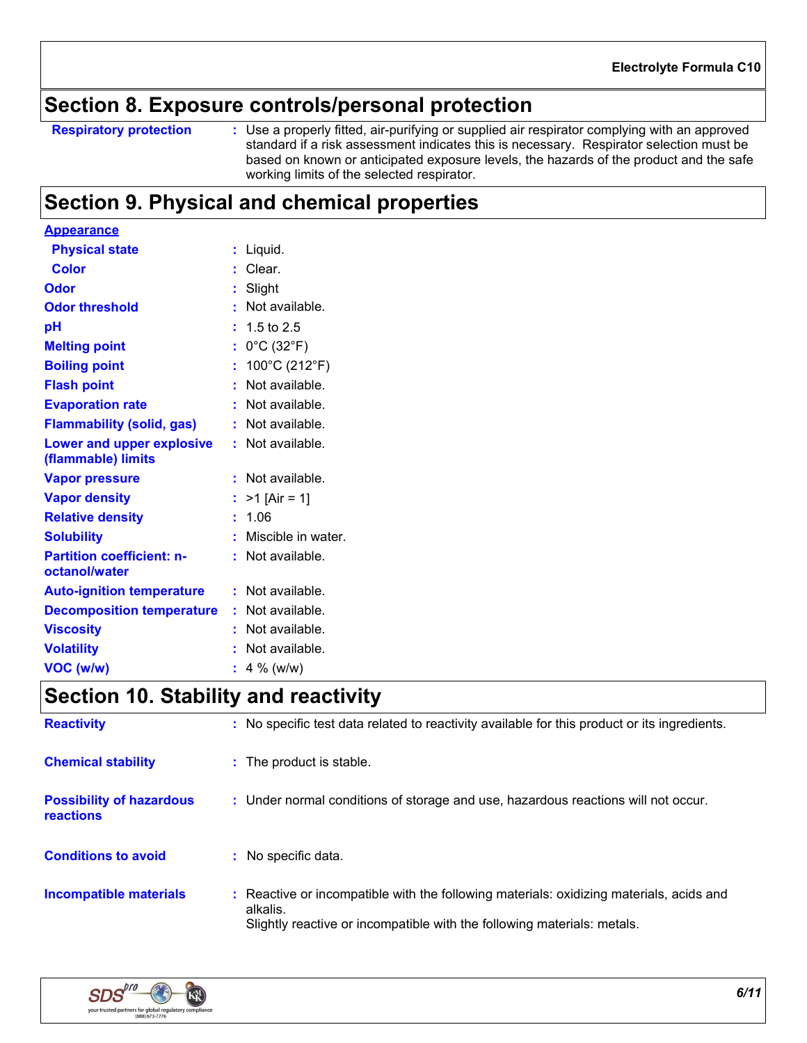## Section 8. Exposure controls/personal protection

| | |
|---|---|
| **Respiratory protection** | Use a properly fitted, air-purifying or supplied air respirator complying with an approved standard if a risk assessment indicates this is necessary. Respirator selection must be based on known or anticipated exposure levels, the hazards of the product and the safe working limits of the selected respirator. |

## Section 9. Physical and chemical properties

**Appearance**

| | |
|---|---|
| **Physical state** | Liquid. |
| **Color** | Clear. |
| **Odor** | Slight |
| **Odor threshold** | Not available. |
| **pH** | 1.5 to 2.5 |
| **Melting point** | 0°C (32°F) |
| **Boiling point** | 100°C (212°F) |
| **Flash point** | Not available. |
| **Evaporation rate** | Not available. |
| **Flammability (solid, gas)** | Not available. |
| **Lower and upper explosive (flammable) limits** | Not available. |
| **Vapor pressure** | Not available. |
| **Vapor density** | >1 [Air = 1] |
| **Relative density** | 1.06 |
| **Solubility** | Miscible in water. |
| **Partition coefficient: n-octanol/water** | Not available. |
| **Auto-ignition temperature** | Not available. |
| **Decomposition temperature** | Not available. |
| **Viscosity** | Not available. |
| **Volatility** | Not available. |
| **VOC (w/w)** | 4 % (w/w) |

## Section 10. Stability and reactivity

| | |
|---|---|
| **Reactivity** | No specific test data related to reactivity available for this product or its ingredients. |
| **Chemical stability** | The product is stable. |
| **Possibility of hazardous reactions** | Under normal conditions of storage and use, hazardous reactions will not occur. |
| **Conditions to avoid** | No specific data. |
| **Incompatible materials** | Reactive or incompatible with the following materials: oxidizing materials, acids and alkalis.<br>Slightly reactive or incompatible with the following materials: metals. |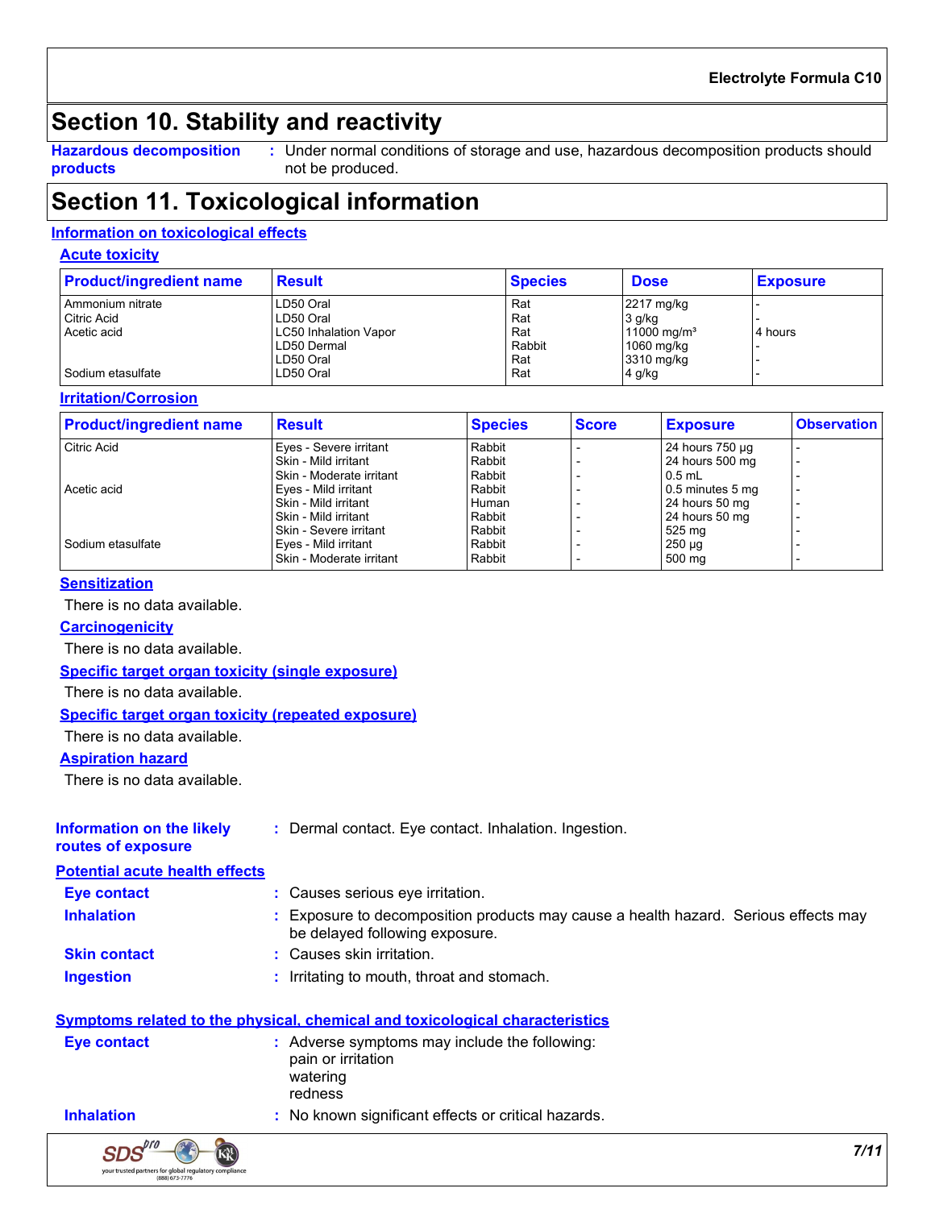## Section 10. Stability and reactivity

**Hazardous decomposition products** : Under normal conditions of storage and use, hazardous decomposition products should not be produced.

## Section 11. Toxicological information

### Information on toxicological effects

#### Acute toxicity

| Product/ingredient name | Result | Species | Dose | Exposure |
|---|---|---|---|---|
| Ammonium nitrate | LD50 Oral | Rat | 2217 mg/kg | - |
| Citric Acid | LD50 Oral | Rat | 3 g/kg | - |
| Acetic acid | LC50 Inhalation Vapor | Rat | 11000 mg/m³ | 4 hours |
| | LD50 Dermal | Rabbit | 1060 mg/kg | - |
| | LD50 Oral | Rat | 3310 mg/kg | - |
| Sodium etasulfate | LD50 Oral | Rat | 4 g/kg | - |

#### Irritation/Corrosion

| Product/ingredient name | Result | Species | Score | Exposure | Observation |
|---|---|---|---|---|---|
| Citric Acid | Eyes - Severe irritant | Rabbit | - | 24 hours 750 µg | - |
| | Skin - Mild irritant | Rabbit | - | 24 hours 500 mg | - |
| | Skin - Moderate irritant | Rabbit | - | 0.5 mL | - |
| Acetic acid | Eyes - Mild irritant | Rabbit | - | 0.5 minutes 5 mg | - |
| | Skin - Mild irritant | Human | - | 24 hours 50 mg | - |
| | Skin - Mild irritant | Rabbit | - | 24 hours 50 mg | - |
| | Skin - Severe irritant | Rabbit | - | 525 mg | - |
| Sodium etasulfate | Eyes - Mild irritant | Rabbit | - | 250 µg | - |
| | Skin - Moderate irritant | Rabbit | - | 500 mg | - |

#### Sensitization

There is no data available.

#### Carcinogenicity

There is no data available.

#### Specific target organ toxicity (single exposure)

There is no data available.

#### Specific target organ toxicity (repeated exposure)

There is no data available.

#### Aspiration hazard

There is no data available.

**Information on the likely routes of exposure** : Dermal contact. Eye contact. Inhalation. Ingestion.

### Potential acute health effects

**Eye contact** : Causes serious eye irritation.

**Inhalation** : Exposure to decomposition products may cause a health hazard. Serious effects may be delayed following exposure.

**Skin contact** : Causes skin irritation.

**Ingestion** : Irritating to mouth, throat and stomach.

### Symptoms related to the physical, chemical and toxicological characteristics

**Eye contact** : Adverse symptoms may include the following:
pain or irritation
watering
redness

**Inhalation** : No known significant effects or critical hazards.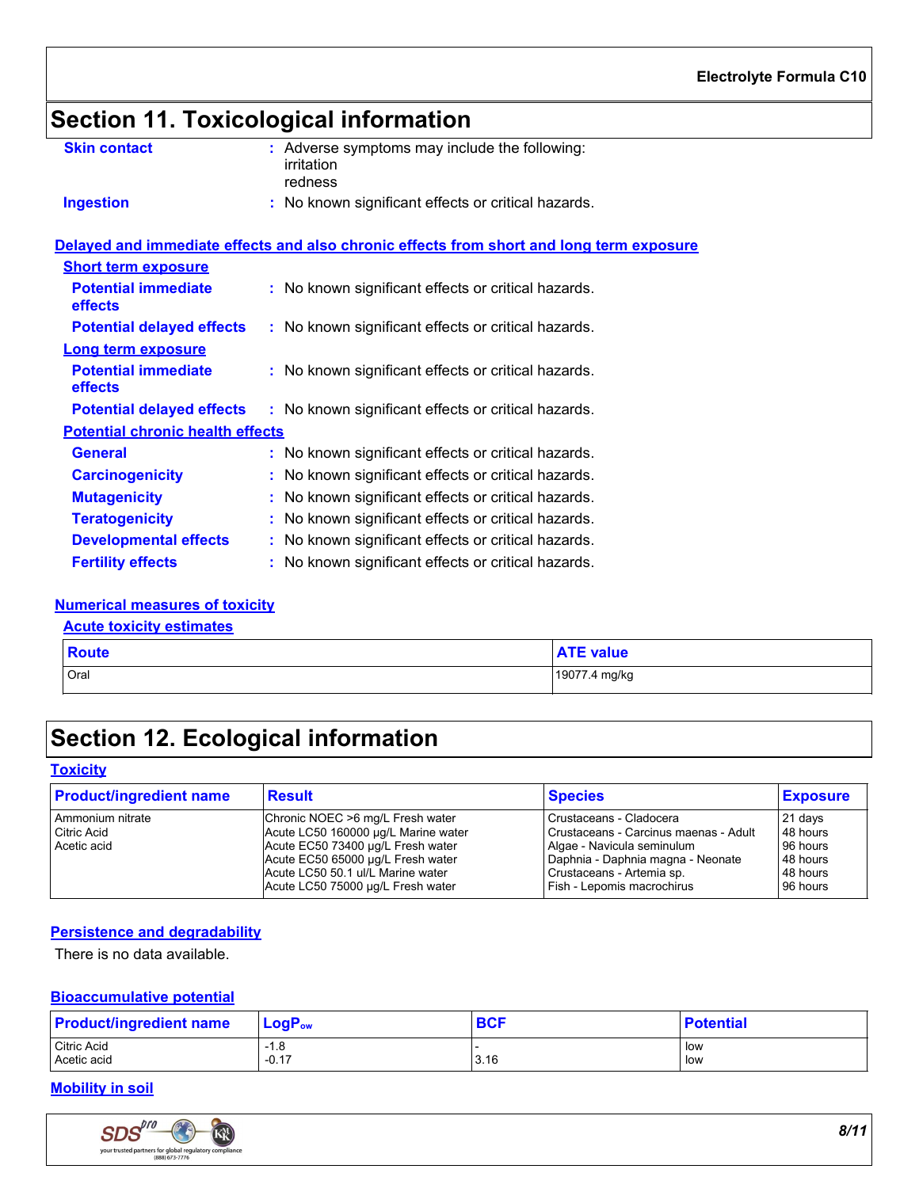## Section 11. Toxicological information

**Skin contact** : Adverse symptoms may include the following:
irritation
redness

**Ingestion** : No known significant effects or critical hazards.

### Delayed and immediate effects and also chronic effects from short and long term exposure

**Short term exposure**

**Potential immediate effects** : No known significant effects or critical hazards.

**Potential delayed effects** : No known significant effects or critical hazards.

**Long term exposure**

**Potential immediate effects** : No known significant effects or critical hazards.

**Potential delayed effects** : No known significant effects or critical hazards.

**Potential chronic health effects**

**General** : No known significant effects or critical hazards.

**Carcinogenicity** : No known significant effects or critical hazards.

**Mutagenicity** : No known significant effects or critical hazards.

**Teratogenicity** : No known significant effects or critical hazards.

**Developmental effects** : No known significant effects or critical hazards.

**Fertility effects** : No known significant effects or critical hazards.

### Numerical measures of toxicity

**Acute toxicity estimates**

| Route | ATE value |
|---|---|
| Oral | 19077.4 mg/kg |

## Section 12. Ecological information

### Toxicity

| Product/ingredient name | Result | Species | Exposure |
|---|---|---|---|
| Ammonium nitrate | Chronic NOEC >6 mg/L Fresh water | Crustaceans - Cladocera | 21 days |
| Citric Acid | Acute LC50 160000 µg/L Marine water | Crustaceans - Carcinus maenas - Adult | 48 hours |
| Acetic acid | Acute EC50 73400 µg/L Fresh water | Algae - Navicula seminulum | 96 hours |
| | Acute EC50 65000 µg/L Fresh water | Daphnia - Daphnia magna - Neonate | 48 hours |
| | Acute LC50 50.1 ul/L Marine water | Crustaceans - Artemia sp. | 48 hours |
| | Acute LC50 75000 µg/L Fresh water | Fish - Lepomis macrochirus | 96 hours |

### Persistence and degradability

There is no data available.

### Bioaccumulative potential

| Product/ingredient name | $LogP_{ow}$ | BCF | Potential |
|---|---|---|---|
| Citric Acid | -1.8 | - | low |
| Acetic acid | -0.17 | 3.16 | low |

### Mobility in soil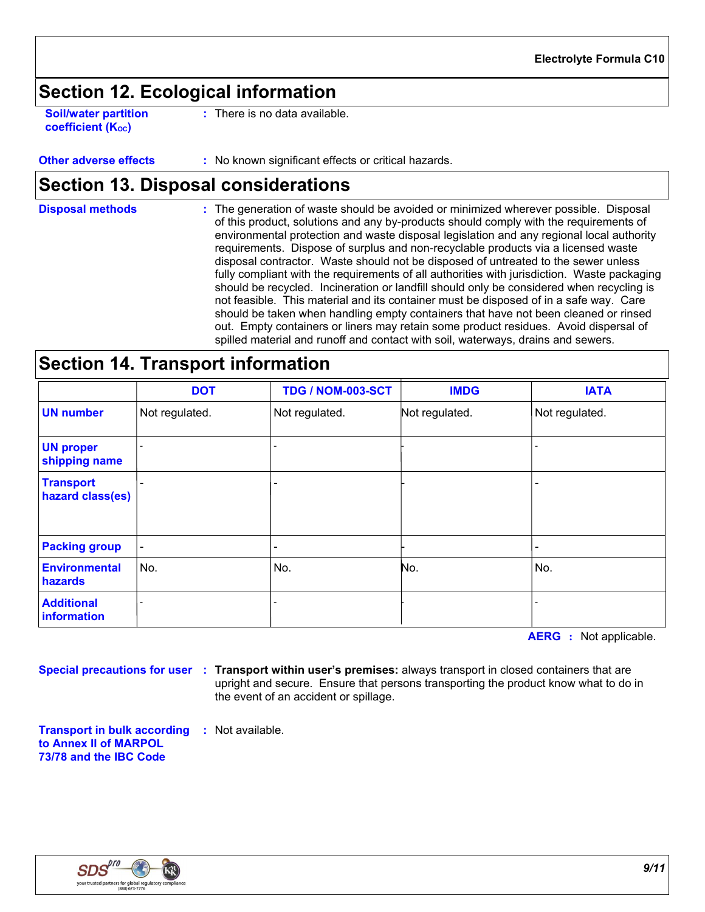## Section 12. Ecological information

**Soil/water partition coefficient ($K_{OC}$)** : There is no data available.

**Other adverse effects** : No known significant effects or critical hazards.

## Section 13. Disposal considerations

**Disposal methods** : The generation of waste should be avoided or minimized wherever possible. Disposal of this product, solutions and any by-products should comply with the requirements of environmental protection and waste disposal legislation and any regional local authority requirements. Dispose of surplus and non-recyclable products via a licensed waste disposal contractor. Waste should not be disposed of untreated to the sewer unless fully compliant with the requirements of all authorities with jurisdiction. Waste packaging should be recycled. Incineration or landfill should only be considered when recycling is not feasible. This material and its container must be disposed of in a safe way. Care should be taken when handling empty containers that have not been cleaned or rinsed out. Empty containers or liners may retain some product residues. Avoid dispersal of spilled material and runoff and contact with soil, waterways, drains and sewers.

## Section 14. Transport information

| | DOT | TDG / NOM-003-SCT | IMDG | IATA |
|---|---|---|---|---|
| UN number | Not regulated. | Not regulated. | Not regulated. | Not regulated. |
| UN proper shipping name | - | - | - | - |
| Transport hazard class(es) | - | - | - | - |
| Packing group | - | - | - | - |
| Environmental hazards | No. | No. | No. | No. |
| Additional information | - | - | - | - |

**AERG** : Not applicable.

**Special precautions for user** : **Transport within user's premises:** always transport in closed containers that are upright and secure. Ensure that persons transporting the product know what to do in the event of an accident or spillage.

**Transport in bulk according to Annex II of MARPOL 73/78 and the IBC Code** : Not available.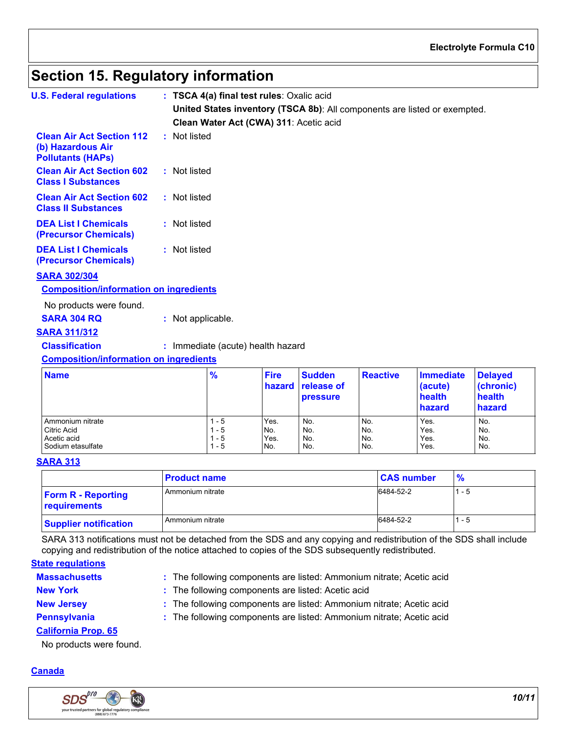# Section 15. Regulatory information

**U.S. Federal regulations** : **TSCA 4(a) final test rules**: Oxalic acid

**United States inventory (TSCA 8b)**: All components are listed or exempted.

**Clean Water Act (CWA) 311**: Acetic acid

**Clean Air Act Section 112 (b) Hazardous Air Pollutants (HAPs)** : Not listed

**Clean Air Act Section 602 Class I Substances** : Not listed

**Clean Air Act Section 602 Class II Substances** : Not listed

**DEA List I Chemicals (Precursor Chemicals)** : Not listed

**DEA List I Chemicals (Precursor Chemicals)** : Not listed

**SARA 302/304**

**Composition/information on ingredients**

No products were found.

**SARA 304 RQ** : Not applicable.

**SARA 311/312**

**Classification** : Immediate (acute) health hazard

**Composition/information on ingredients**

| Name | % | Fire hazard | Sudden release of pressure | Reactive | Immediate (acute) health hazard | Delayed (chronic) health hazard |
|---|---|---|---|---|---|---|
| Ammonium nitrate | 1 - 5 | Yes. | No. | No. | Yes. | No. |
| Citric Acid | 1 - 5 | No. | No. | No. | Yes. | No. |
| Acetic acid | 1 - 5 | Yes. | No. | No. | Yes. | No. |
| Sodium etasulfate | 1 - 5 | No. | No. | No. | Yes. | No. |

**SARA 313**

| | Product name | CAS number | % |
|---|---|---|---|
| **Form R - Reporting requirements** | Ammonium nitrate | 6484-52-2 | 1 - 5 |
| **Supplier notification** | Ammonium nitrate | 6484-52-2 | 1 - 5 |

SARA 313 notifications must not be detached from the SDS and any copying and redistribution of the SDS shall include copying and redistribution of the notice attached to copies of the SDS subsequently redistributed.

**State regulations**

**Massachusetts** : The following components are listed: Ammonium nitrate; Acetic acid

**New York** : The following components are listed: Acetic acid

**New Jersey** : The following components are listed: Ammonium nitrate; Acetic acid

**Pennsylvania** : The following components are listed: Ammonium nitrate; Acetic acid

**California Prop. 65**

No products were found.

**Canada**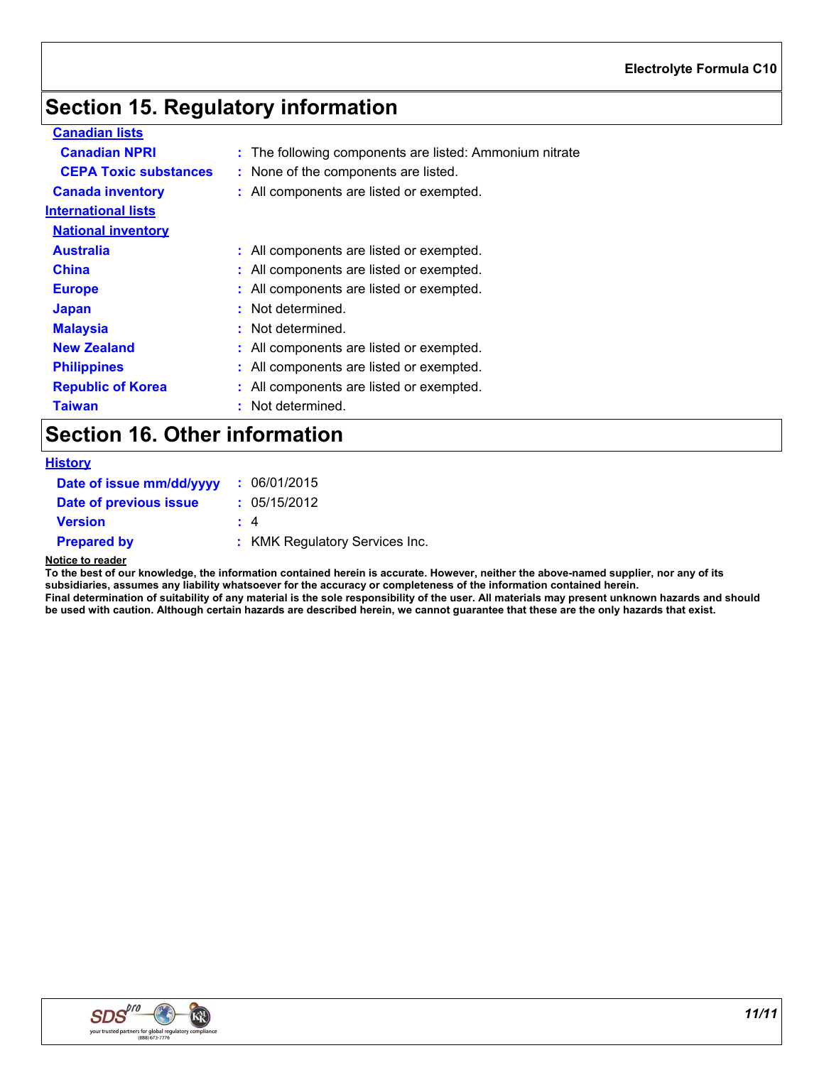## Section 15. Regulatory information

**Canadian lists**

**Canadian NPRI** : The following components are listed: Ammonium nitrate

**CEPA Toxic substances** : None of the components are listed.

**Canada inventory** : All components are listed or exempted.

**International lists**

**National inventory**

**Australia** : All components are listed or exempted.

**China** : All components are listed or exempted.

**Europe** : All components are listed or exempted.

**Japan** : Not determined.

**Malaysia** : Not determined.

**New Zealand** : All components are listed or exempted.

**Philippines** : All components are listed or exempted.

**Republic of Korea** : All components are listed or exempted.

**Taiwan** : Not determined.

## Section 16. Other information

**History**

**Date of issue mm/dd/yyyy** : 06/01/2015

**Date of previous issue** : 05/15/2012

**Version** : 4

**Prepared by** : KMK Regulatory Services Inc.

**Notice to reader**

**To the best of our knowledge, the information contained herein is accurate. However, neither the above-named supplier, nor any of its subsidiaries, assumes any liability whatsoever for the accuracy or completeness of the information contained herein.**
**Final determination of suitability of any material is the sole responsibility of the user. All materials may present unknown hazards and should be used with caution. Although certain hazards are described herein, we cannot guarantee that these are the only hazards that exist.**